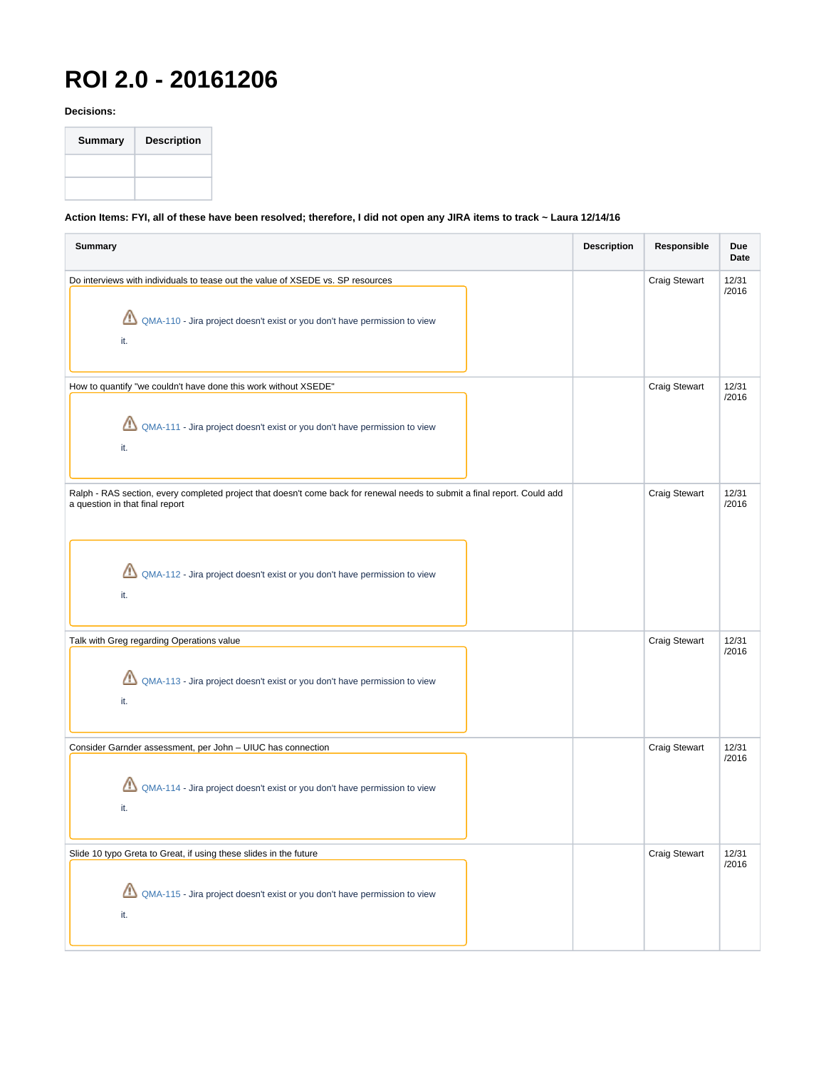# ROI 2.0 - 20161206

**Decisions:**

| Summary | Description |
|---|---|
| | |
| | |

**Action Items: FYI, all of these have been resolved; therefore, I did not open any JIRA items to track ~ Laura 12/14/16**

| Summary | Description | Responsible | Due Date |
|---|---|---|---|
| Do interviews with individuals to tease out the value of XSEDE vs. SP resources<br><br>QMA-110 - Jira project doesn't exist or you don't have permission to view it. | | Craig Stewart | 12/31/2016 |
| How to quantify "we couldn't have done this work without XSEDE"<br><br>QMA-111 - Jira project doesn't exist or you don't have permission to view it. | | Craig Stewart | 12/31/2016 |
| Ralph - RAS section, every completed project that doesn't come back for renewal needs to submit a final report. Could add a question in that final report<br><br>QMA-112 - Jira project doesn't exist or you don't have permission to view it. | | Craig Stewart | 12/31/2016 |
| Talk with Greg regarding Operations value<br><br>QMA-113 - Jira project doesn't exist or you don't have permission to view it. | | Craig Stewart | 12/31/2016 |
| Consider Garnder assessment, per John – UIUC has connection<br><br>QMA-114 - Jira project doesn't exist or you don't have permission to view it. | | Craig Stewart | 12/31/2016 |
| Slide 10 typo Greta to Great, if using these slides in the future<br><br>QMA-115 - Jira project doesn't exist or you don't have permission to view it. | | Craig Stewart | 12/31/2016 |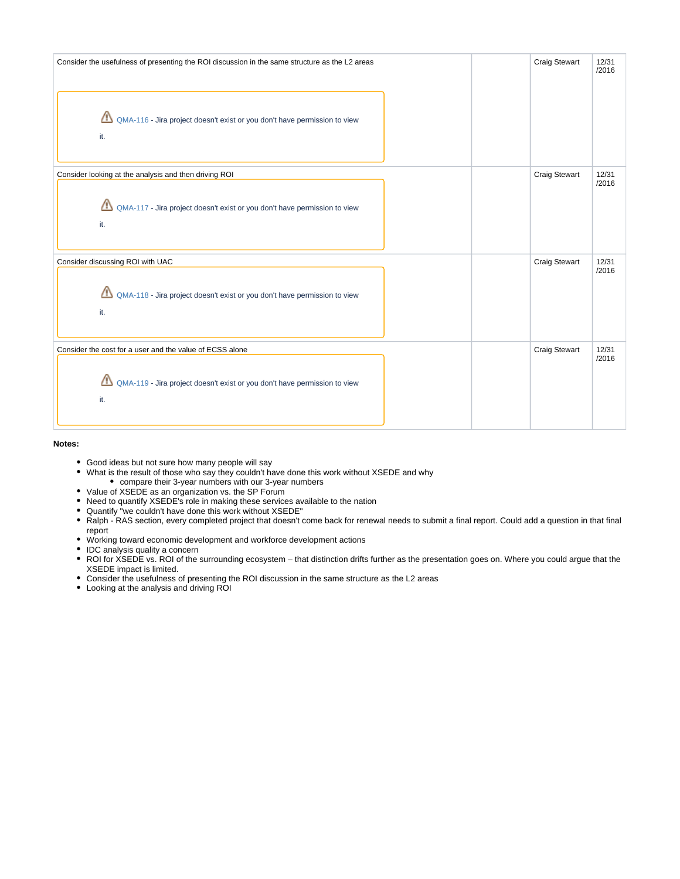| | | | |
|---|---|---|---|
| Consider the usefulness of presenting the ROI discussion in the same structure as the L2 areas<br><br>QMA-116 - Jira project doesn't exist or you don't have permission to view it. | | Craig Stewart | 12/31/2016 |
| Consider looking at the analysis and then driving ROI<br><br>QMA-117 - Jira project doesn't exist or you don't have permission to view it. | | Craig Stewart | 12/31/2016 |
| Consider discussing ROI with UAC<br><br>QMA-118 - Jira project doesn't exist or you don't have permission to view it. | | Craig Stewart | 12/31/2016 |
| Consider the cost for a user and the value of ECSS alone<br><br>QMA-119 - Jira project doesn't exist or you don't have permission to view it. | | Craig Stewart | 12/31/2016 |

**Notes:**

- Good ideas but not sure how many people will say
- What is the result of those who say they couldn't have done this work without XSEDE and why
  - compare their 3-year numbers with our 3-year numbers
- Value of XSEDE as an organization vs. the SP Forum
- Need to quantify XSEDE's role in making these services available to the nation
- Quantify "we couldn't have done this work without XSEDE"
- Ralph - RAS section, every completed project that doesn't come back for renewal needs to submit a final report. Could add a question in that final report
- Working toward economic development and workforce development actions
- IDC analysis quality a concern
- ROI for XSEDE vs. ROI of the surrounding ecosystem – that distinction drifts further as the presentation goes on. Where you could argue that the XSEDE impact is limited.
- Consider the usefulness of presenting the ROI discussion in the same structure as the L2 areas
- Looking at the analysis and driving ROI